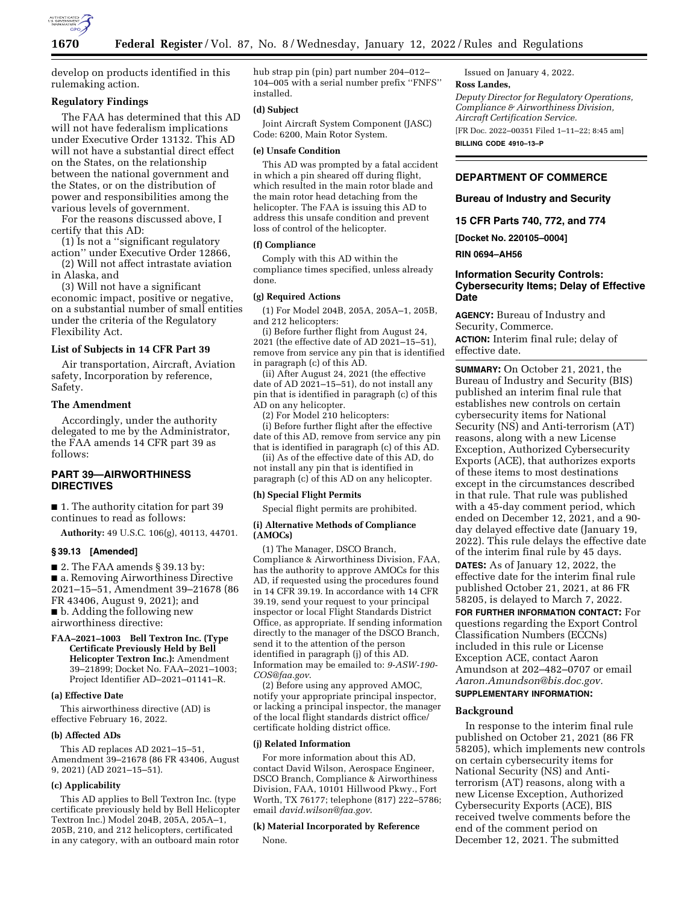develop on products identified in this rulemaking action.

## Regulatory Findings

The FAA has determined that this AD will not have federalism implications under Executive Order 13132. This AD will not have a substantial direct effect on the States, on the relationship between the national government and the States, or on the distribution of power and responsibilities among the various levels of government.

For the reasons discussed above, I certify that this AD:

(1) Is not a "significant regulatory action" under Executive Order 12866,

(2) Will not affect intrastate aviation in Alaska, and

(3) Will not have a significant economic impact, positive or negative, on a substantial number of small entities under the criteria of the Regulatory Flexibility Act.

## List of Subjects in 14 CFR Part 39

Air transportation, Aircraft, Aviation safety, Incorporation by reference, Safety.

## The Amendment

Accordingly, under the authority delegated to me by the Administrator, the FAA amends 14 CFR part 39 as follows:

## PART 39—AIRWORTHINESS DIRECTIVES

■ 1. The authority citation for part 39 continues to read as follows:

**Authority:** 49 U.S.C. 106(g), 40113, 44701.

### § 39.13 [Amended]

■ 2. The FAA amends § 39.13 by:

■ a. Removing Airworthiness Directive 2021–15–51, Amendment 39–21678 (86 FR 43406, August 9, 2021); and

■ b. Adding the following new airworthiness directive:

**FAA–2021–1003 Bell Textron Inc. (Type Certificate Previously Held by Bell Helicopter Textron Inc.):** Amendment 39–21899; Docket No. FAA–2021–1003; Project Identifier AD–2021–01141–R.

**(a) Effective Date**

This airworthiness directive (AD) is effective February 16, 2022.

**(b) Affected ADs**

This AD replaces AD 2021–15–51, Amendment 39–21678 (86 FR 43406, August 9, 2021) (AD 2021–15–51).

**(c) Applicability**

This AD applies to Bell Textron Inc. (type certificate previously held by Bell Helicopter Textron Inc.) Model 204B, 205A, 205A–1, 205B, 210, and 212 helicopters, certificated in any category, with an outboard main rotor hub strap pin (pin) part number 204–012–104–005 with a serial number prefix "FNFS" installed.

**(d) Subject**

Joint Aircraft System Component (JASC) Code: 6200, Main Rotor System.

**(e) Unsafe Condition**

This AD was prompted by a fatal accident in which a pin sheared off during flight, which resulted in the main rotor blade and the main rotor head detaching from the helicopter. The FAA is issuing this AD to address this unsafe condition and prevent loss of control of the helicopter.

**(f) Compliance**

Comply with this AD within the compliance times specified, unless already done.

**(g) Required Actions**

(1) For Model 204B, 205A, 205A–1, 205B, and 212 helicopters:

(i) Before further flight from August 24, 2021 (the effective date of AD 2021–15–51), remove from service any pin that is identified in paragraph (c) of this AD.

(ii) After August 24, 2021 (the effective date of AD 2021–15–51), do not install any pin that is identified in paragraph (c) of this AD on any helicopter.

(2) For Model 210 helicopters:

(i) Before further flight after the effective date of this AD, remove from service any pin that is identified in paragraph (c) of this AD.

(ii) As of the effective date of this AD, do not install any pin that is identified in paragraph (c) of this AD on any helicopter.

**(h) Special Flight Permits**

Special flight permits are prohibited.

**(i) Alternative Methods of Compliance (AMOCs)**

(1) The Manager, DSCO Branch, Compliance & Airworthiness Division, FAA, has the authority to approve AMOCs for this AD, if requested using the procedures found in 14 CFR 39.19. In accordance with 14 CFR 39.19, send your request to your principal inspector or local Flight Standards District Office, as appropriate. If sending information directly to the manager of the DSCO Branch, send it to the attention of the person identified in paragraph (j) of this AD. Information may be emailed to: *9-ASW-190-COS@faa.gov*.

(2) Before using any approved AMOC, notify your appropriate principal inspector, or lacking a principal inspector, the manager of the local flight standards district office/certificate holding district office.

**(j) Related Information**

For more information about this AD, contact David Wilson, Aerospace Engineer, DSCO Branch, Compliance & Airworthiness Division, FAA, 10101 Hillwood Pkwy., Fort Worth, TX 76177; telephone (817) 222–5786; email *david.wilson@faa.gov*.

**(k) Material Incorporated by Reference**

None.

Issued on January 4, 2022.

**Ross Landes,**

*Deputy Director for Regulatory Operations, Compliance & Airworthiness Division, Aircraft Certification Service.*

[FR Doc. 2022–00351 Filed 1–11–22; 8:45 am]

**BILLING CODE 4910–13–P**

---

## DEPARTMENT OF COMMERCE

### Bureau of Industry and Security

### 15 CFR Parts 740, 772, and 774

**[Docket No. 220105–0004]**

**RIN 0694–AH56**

### Information Security Controls: Cybersecurity Items; Delay of Effective Date

**AGENCY:** Bureau of Industry and Security, Commerce.

**ACTION:** Interim final rule; delay of effective date.

**SUMMARY:** On October 21, 2021, the Bureau of Industry and Security (BIS) published an interim final rule that establishes new controls on certain cybersecurity items for National Security (NS) and Anti-terrorism (AT) reasons, along with a new License Exception, Authorized Cybersecurity Exports (ACE), that authorizes exports of these items to most destinations except in the circumstances described in that rule. That rule was published with a 45-day comment period, which ended on December 12, 2021, and a 90-day delayed effective date (January 19, 2022). This rule delays the effective date of the interim final rule by 45 days.

**DATES:** As of January 12, 2022, the effective date for the interim final rule published October 21, 2021, at 86 FR 58205, is delayed to March 7, 2022.

**FOR FURTHER INFORMATION CONTACT:** For questions regarding the Export Control Classification Numbers (ECCNs) included in this rule or License Exception ACE, contact Aaron Amundson at 202–482–0707 or email *Aaron.Amundson@bis.doc.gov.*

**SUPPLEMENTARY INFORMATION:**

## Background

In response to the interim final rule published on October 21, 2021 (86 FR 58205), which implements new controls on certain cybersecurity items for National Security (NS) and Anti-terrorism (AT) reasons, along with a new License Exception, Authorized Cybersecurity Exports (ACE), BIS received twelve comments before the end of the comment period on December 12, 2021. The submitted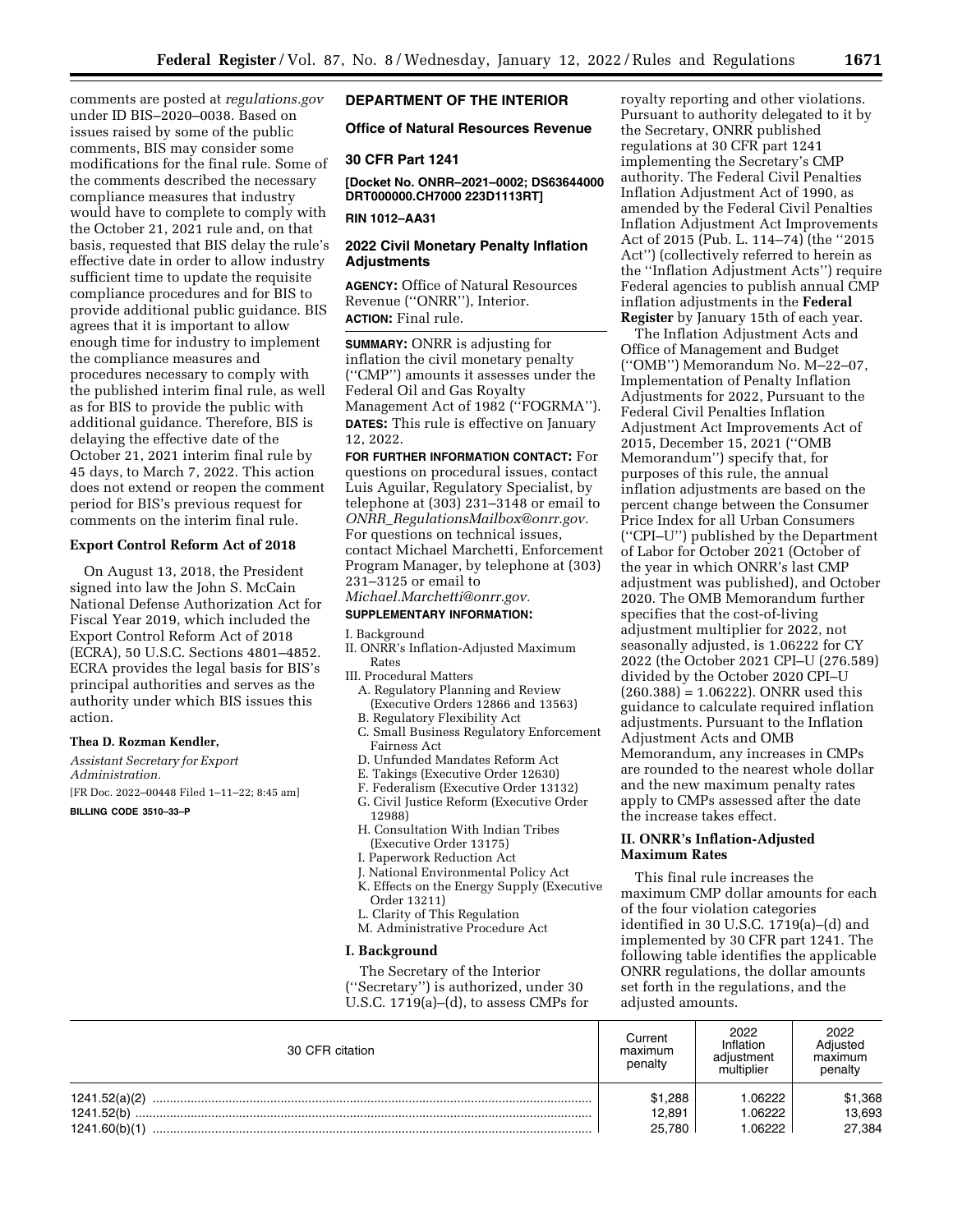comments are posted at *regulations.gov* under ID BIS–2020–0038. Based on issues raised by some of the public comments, BIS may consider some modifications for the final rule. Some of the comments described the necessary compliance measures that industry would have to complete to comply with the October 21, 2021 rule and, on that basis, requested that BIS delay the rule's effective date in order to allow industry sufficient time to update the requisite compliance procedures and for BIS to provide additional public guidance. BIS agrees that it is important to allow enough time for industry to implement the compliance measures and procedures necessary to comply with the published interim final rule, as well as for BIS to provide the public with additional guidance. Therefore, BIS is delaying the effective date of the October 21, 2021 interim final rule by 45 days, to March 7, 2022. This action does not extend or reopen the comment period for BIS's previous request for comments on the interim final rule.

**Export Control Reform Act of 2018**

On August 13, 2018, the President signed into law the John S. McCain National Defense Authorization Act for Fiscal Year 2019, which included the Export Control Reform Act of 2018 (ECRA), 50 U.S.C. Sections 4801–4852. ECRA provides the legal basis for BIS's principal authorities and serves as the authority under which BIS issues this action.

**Thea D. Rozman Kendler,**

*Assistant Secretary for Export Administration.*

[FR Doc. 2022–00448 Filed 1–11–22; 8:45 am]

**BILLING CODE 3510–33–P**

## DEPARTMENT OF THE INTERIOR

### Office of Natural Resources Revenue

### 30 CFR Part 1241

**[Docket No. ONRR–2021–0002; DS63644000 DRT000000.CH7000 223D1113RT]**

**RIN 1012–AA31**

## 2022 Civil Monetary Penalty Inflation Adjustments

**AGENCY:** Office of Natural Resources Revenue (''ONRR''), Interior.

**ACTION:** Final rule.

**SUMMARY:** ONRR is adjusting for inflation the civil monetary penalty (''CMP'') amounts it assesses under the Federal Oil and Gas Royalty Management Act of 1982 (''FOGRMA'').

**DATES:** This rule is effective on January 12, 2022.

**FOR FURTHER INFORMATION CONTACT:** For questions on procedural issues, contact Luis Aguilar, Regulatory Specialist, by telephone at (303) 231–3148 or email to *ONRR_RegulationsMailbox@onrr.gov.* For questions on technical issues, contact Michael Marchetti, Enforcement Program Manager, by telephone at (303) 231–3125 or email to *Michael.Marchetti@onrr.gov.*

**SUPPLEMENTARY INFORMATION:**

I. Background
II. ONRR's Inflation-Adjusted Maximum Rates
III. Procedural Matters
- A. Regulatory Planning and Review (Executive Orders 12866 and 13563)
- B. Regulatory Flexibility Act
- C. Small Business Regulatory Enforcement Fairness Act
- D. Unfunded Mandates Reform Act
- E. Takings (Executive Order 12630)
- F. Federalism (Executive Order 13132)
- G. Civil Justice Reform (Executive Order 12988)
- H. Consultation With Indian Tribes (Executive Order 13175)
- I. Paperwork Reduction Act
- J. National Environmental Policy Act
- K. Effects on the Energy Supply (Executive Order 13211)
- L. Clarity of This Regulation
- M. Administrative Procedure Act

### I. Background

The Secretary of the Interior (''Secretary'') is authorized, under 30 U.S.C. 1719(a)–(d), to assess CMPs for royalty reporting and other violations. Pursuant to authority delegated to it by the Secretary, ONRR published regulations at 30 CFR part 1241 implementing the Secretary's CMP authority. The Federal Civil Penalties Inflation Adjustment Act of 1990, as amended by the Federal Civil Penalties Inflation Adjustment Act Improvements Act of 2015 (Pub. L. 114–74) (the ''2015 Act'') (collectively referred to herein as the ''Inflation Adjustment Acts'') require Federal agencies to publish annual CMP inflation adjustments in the **Federal Register** by January 15th of each year.

The Inflation Adjustment Acts and Office of Management and Budget (''OMB'') Memorandum No. M–22–07, Implementation of Penalty Inflation Adjustments for 2022, Pursuant to the Federal Civil Penalties Inflation Adjustment Act Improvements Act of 2015, December 15, 2021 (''OMB Memorandum'') specify that, for purposes of this rule, the annual inflation adjustments are based on the percent change between the Consumer Price Index for all Urban Consumers (''CPI–U'') published by the Department of Labor for October 2021 (October of the year in which ONRR's last CMP adjustment was published), and October 2020. The OMB Memorandum further specifies that the cost-of-living adjustment multiplier for 2022, not seasonally adjusted, is 1.06222 for CY 2022 (the October 2021 CPI–U (276.589) divided by the October 2020 CPI–U (260.388) = 1.06222). ONRR used this guidance to calculate required inflation adjustments. Pursuant to the Inflation Adjustment Acts and OMB Memorandum, any increases in CMPs are rounded to the nearest whole dollar and the new maximum penalty rates apply to CMPs assessed after the date the increase takes effect.

### II. ONRR's Inflation-Adjusted Maximum Rates

This final rule increases the maximum CMP dollar amounts for each of the four violation categories identified in 30 U.S.C. 1719(a)–(d) and implemented by 30 CFR part 1241. The following table identifies the applicable ONRR regulations, the dollar amounts set forth in the regulations, and the adjusted amounts.

| 30 CFR citation | Current maximum penalty | 2022 Inflation adjustment multiplier | 2022 Adjusted maximum penalty |
|---|---|---|---|
| 1241.52(a)(2) | $1,288 | 1.06222 | $1,368 |
| 1241.52(b) | 12,891 | 1.06222 | 13,693 |
| 1241.60(b)(1) | 25,780 | 1.06222 | 27,384 |